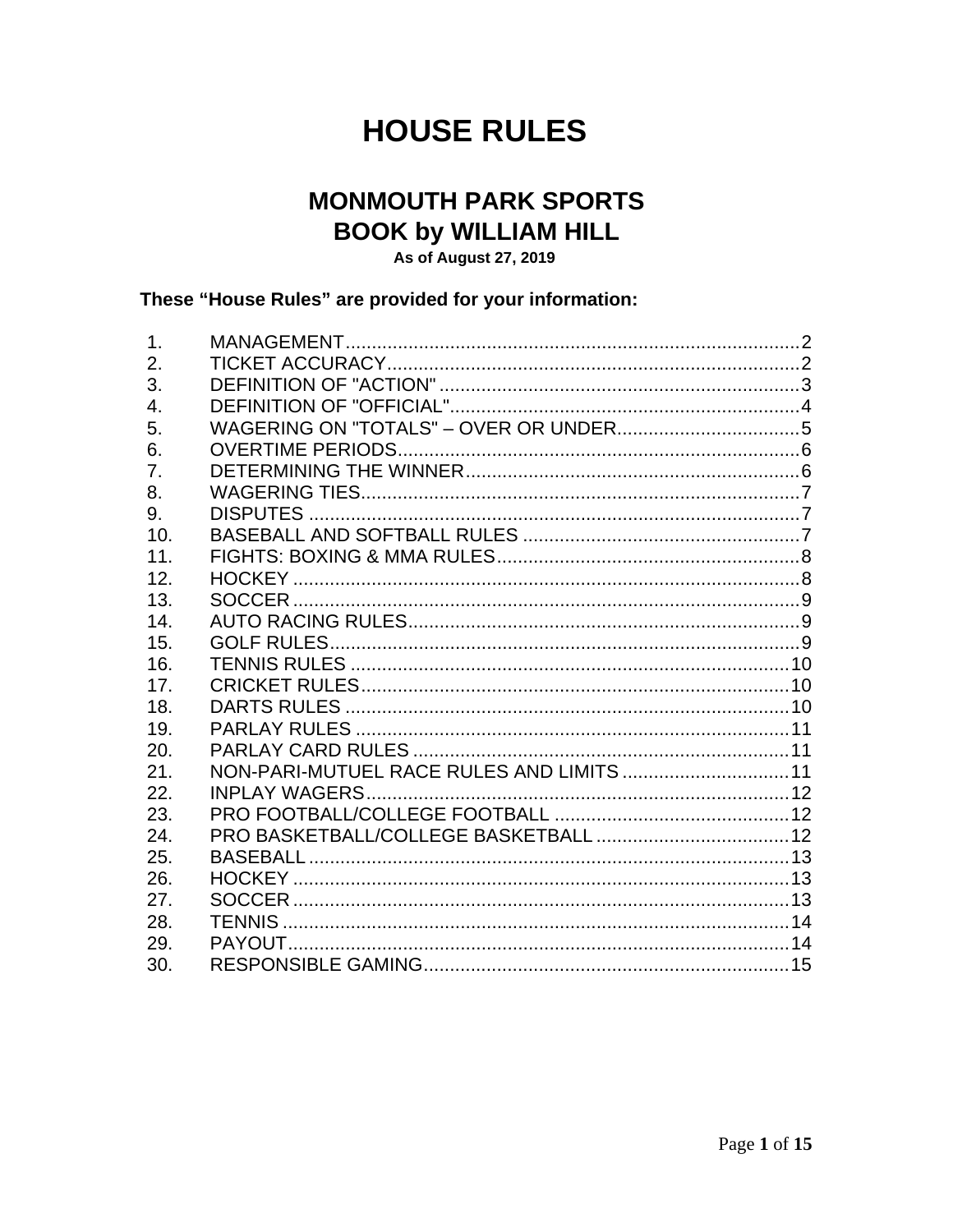# HOUSE RULES

## MONMOUTH PARK SPORTS BOOK by WILLIAM HILL

**As of August 27, 2019**

**These "House Rules" are provided for your information:**

| | | |
|---|---|---|
| 1. | MANAGEMENT | 2 |
| 2. | TICKET ACCURACY | 2 |
| 3. | DEFINITION OF "ACTION" | 3 |
| 4. | DEFINITION OF "OFFICIAL" | 4 |
| 5. | WAGERING ON "TOTALS" – OVER OR UNDER | 5 |
| 6. | OVERTIME PERIODS | 6 |
| 7. | DETERMINING THE WINNER | 6 |
| 8. | WAGERING TIES | 7 |
| 9. | DISPUTES | 7 |
| 10. | BASEBALL AND SOFTBALL RULES | 7 |
| 11. | FIGHTS: BOXING & MMA RULES | 8 |
| 12. | HOCKEY | 8 |
| 13. | SOCCER | 9 |
| 14. | AUTO RACING RULES | 9 |
| 15. | GOLF RULES | 9 |
| 16. | TENNIS RULES | 10 |
| 17. | CRICKET RULES | 10 |
| 18. | DARTS RULES | 10 |
| 19. | PARLAY RULES | 11 |
| 20. | PARLAY CARD RULES | 11 |
| 21. | NON-PARI-MUTUEL RACE RULES AND LIMITS | 11 |
| 22. | INPLAY WAGERS | 12 |
| 23. | PRO FOOTBALL/COLLEGE FOOTBALL | 12 |
| 24. | PRO BASKETBALL/COLLEGE BASKETBALL | 12 |
| 25. | BASEBALL | 13 |
| 26. | HOCKEY | 13 |
| 27. | SOCCER | 13 |
| 28. | TENNIS | 14 |
| 29. | PAYOUT | 14 |
| 30. | RESPONSIBLE GAMING | 15 |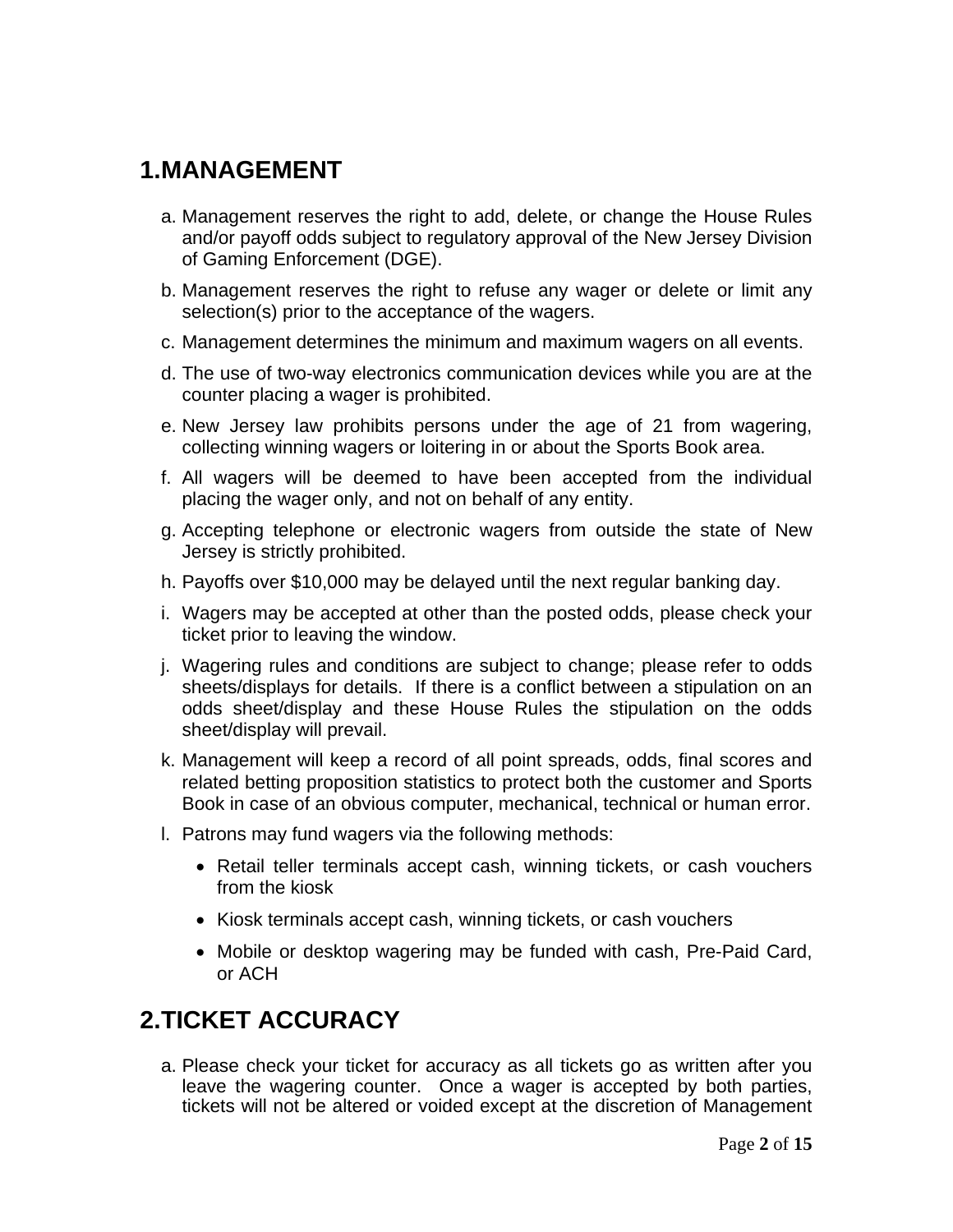## 1. MANAGEMENT

a. Management reserves the right to add, delete, or change the House Rules and/or payoff odds subject to regulatory approval of the New Jersey Division of Gaming Enforcement (DGE).

b. Management reserves the right to refuse any wager or delete or limit any selection(s) prior to the acceptance of the wagers.

c. Management determines the minimum and maximum wagers on all events.

d. The use of two-way electronics communication devices while you are at the counter placing a wager is prohibited.

e. New Jersey law prohibits persons under the age of 21 from wagering, collecting winning wagers or loitering in or about the Sports Book area.

f. All wagers will be deemed to have been accepted from the individual placing the wager only, and not on behalf of any entity.

g. Accepting telephone or electronic wagers from outside the state of New Jersey is strictly prohibited.

h. Payoffs over $10,000 may be delayed until the next regular banking day.

i. Wagers may be accepted at other than the posted odds, please check your ticket prior to leaving the window.

j. Wagering rules and conditions are subject to change; please refer to odds sheets/displays for details. If there is a conflict between a stipulation on an odds sheet/display and these House Rules the stipulation on the odds sheet/display will prevail.

k. Management will keep a record of all point spreads, odds, final scores and related betting proposition statistics to protect both the customer and Sports Book in case of an obvious computer, mechanical, technical or human error.

l. Patrons may fund wagers via the following methods:

- Retail teller terminals accept cash, winning tickets, or cash vouchers from the kiosk
- Kiosk terminals accept cash, winning tickets, or cash vouchers
- Mobile or desktop wagering may be funded with cash, Pre-Paid Card, or ACH

## 2. TICKET ACCURACY

a. Please check your ticket for accuracy as all tickets go as written after you leave the wagering counter. Once a wager is accepted by both parties, tickets will not be altered or voided except at the discretion of Management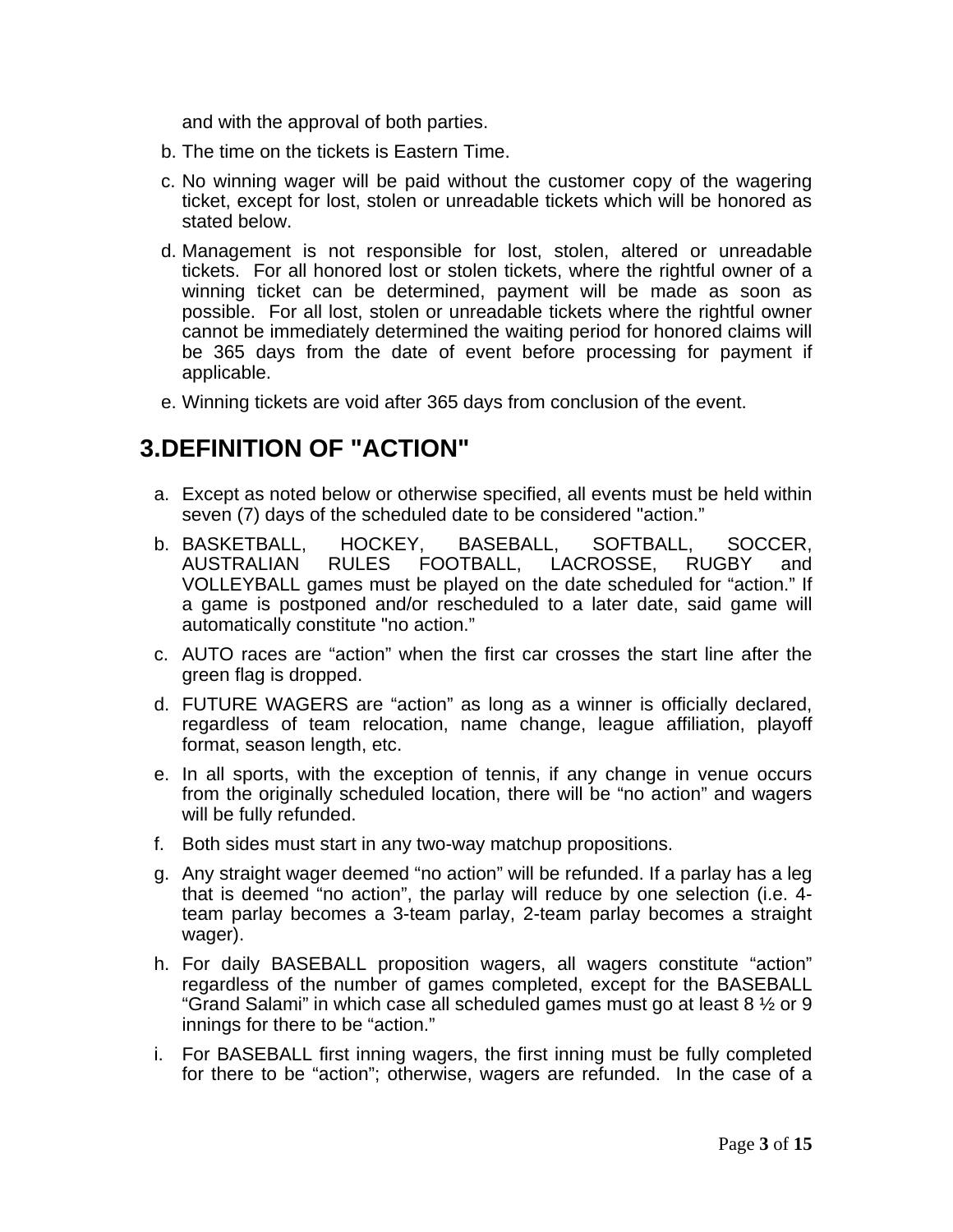and with the approval of both parties.

b. The time on the tickets is Eastern Time.

c. No winning wager will be paid without the customer copy of the wagering ticket, except for lost, stolen or unreadable tickets which will be honored as stated below.

d. Management is not responsible for lost, stolen, altered or unreadable tickets. For all honored lost or stolen tickets, where the rightful owner of a winning ticket can be determined, payment will be made as soon as possible. For all lost, stolen or unreadable tickets where the rightful owner cannot be immediately determined the waiting period for honored claims will be 365 days from the date of event before processing for payment if applicable.

e. Winning tickets are void after 365 days from conclusion of the event.

## 3. DEFINITION OF "ACTION"

a. Except as noted below or otherwise specified, all events must be held within seven (7) days of the scheduled date to be considered "action."

b. BASKETBALL, HOCKEY, BASEBALL, SOFTBALL, SOCCER, AUSTRALIAN RULES FOOTBALL, LACROSSE, RUGBY and VOLLEYBALL games must be played on the date scheduled for "action." If a game is postponed and/or rescheduled to a later date, said game will automatically constitute "no action."

c. AUTO races are "action" when the first car crosses the start line after the green flag is dropped.

d. FUTURE WAGERS are "action" as long as a winner is officially declared, regardless of team relocation, name change, league affiliation, playoff format, season length, etc.

e. In all sports, with the exception of tennis, if any change in venue occurs from the originally scheduled location, there will be "no action" and wagers will be fully refunded.

f. Both sides must start in any two-way matchup propositions.

g. Any straight wager deemed "no action" will be refunded. If a parlay has a leg that is deemed "no action", the parlay will reduce by one selection (i.e. 4-team parlay becomes a 3-team parlay, 2-team parlay becomes a straight wager).

h. For daily BASEBALL proposition wagers, all wagers constitute "action" regardless of the number of games completed, except for the BASEBALL "Grand Salami" in which case all scheduled games must go at least 8 ½ or 9 innings for there to be "action."

i. For BASEBALL first inning wagers, the first inning must be fully completed for there to be "action"; otherwise, wagers are refunded. In the case of a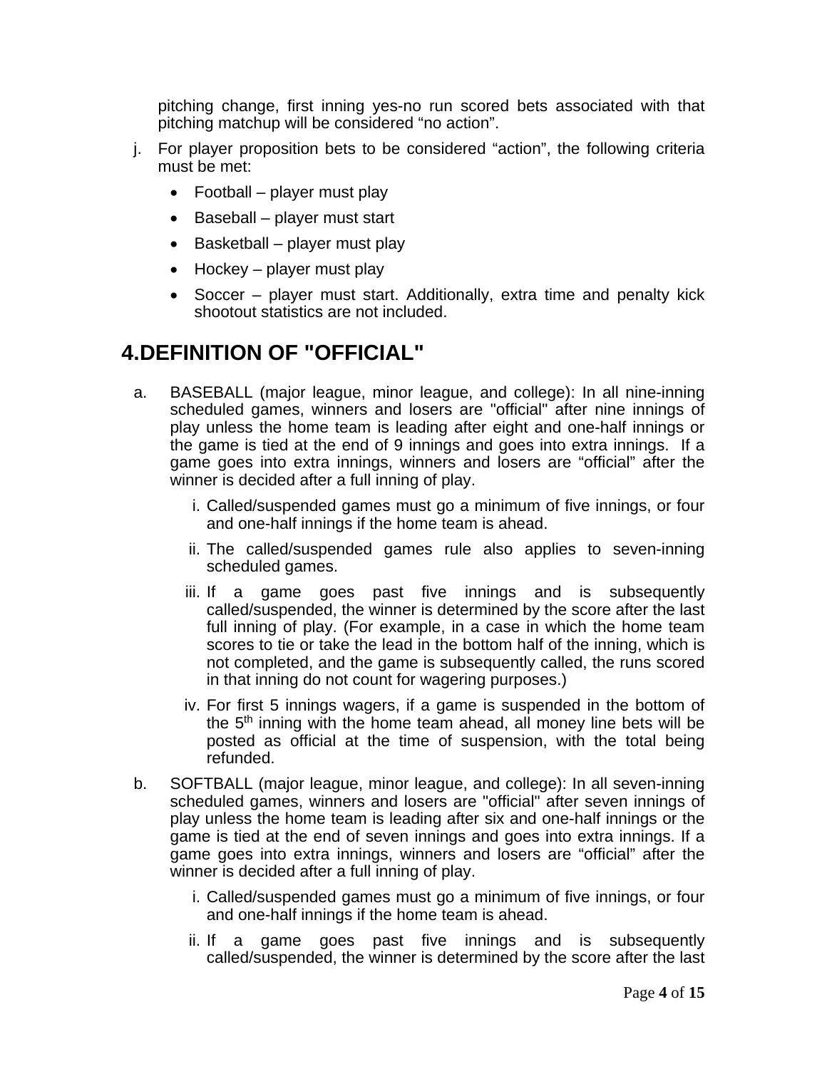pitching change, first inning yes-no run scored bets associated with that pitching matchup will be considered "no action".

j. For player proposition bets to be considered "action", the following criteria must be met:

   - Football – player must play
   - Baseball – player must start
   - Basketball – player must play
   - Hockey – player must play
   - Soccer – player must start. Additionally, extra time and penalty kick shootout statistics are not included.

## 4. DEFINITION OF "OFFICIAL"

a. BASEBALL (major league, minor league, and college): In all nine-inning scheduled games, winners and losers are "official" after nine innings of play unless the home team is leading after eight and one-half innings or the game is tied at the end of 9 innings and goes into extra innings. If a game goes into extra innings, winners and losers are "official" after the winner is decided after a full inning of play.

   i. Called/suspended games must go a minimum of five innings, or four and one-half innings if the home team is ahead.

   ii. The called/suspended games rule also applies to seven-inning scheduled games.

   iii. If a game goes past five innings and is subsequently called/suspended, the winner is determined by the score after the last full inning of play. (For example, in a case in which the home team scores to tie or take the lead in the bottom half of the inning, which is not completed, and the game is subsequently called, the runs scored in that inning do not count for wagering purposes.)

   iv. For first 5 innings wagers, if a game is suspended in the bottom of the 5th inning with the home team ahead, all money line bets will be posted as official at the time of suspension, with the total being refunded.

b. SOFTBALL (major league, minor league, and college): In all seven-inning scheduled games, winners and losers are "official" after seven innings of play unless the home team is leading after six and one-half innings or the game is tied at the end of seven innings and goes into extra innings. If a game goes into extra innings, winners and losers are "official" after the winner is decided after a full inning of play.

   i. Called/suspended games must go a minimum of five innings, or four and one-half innings if the home team is ahead.

   ii. If a game goes past five innings and is subsequently called/suspended, the winner is determined by the score after the last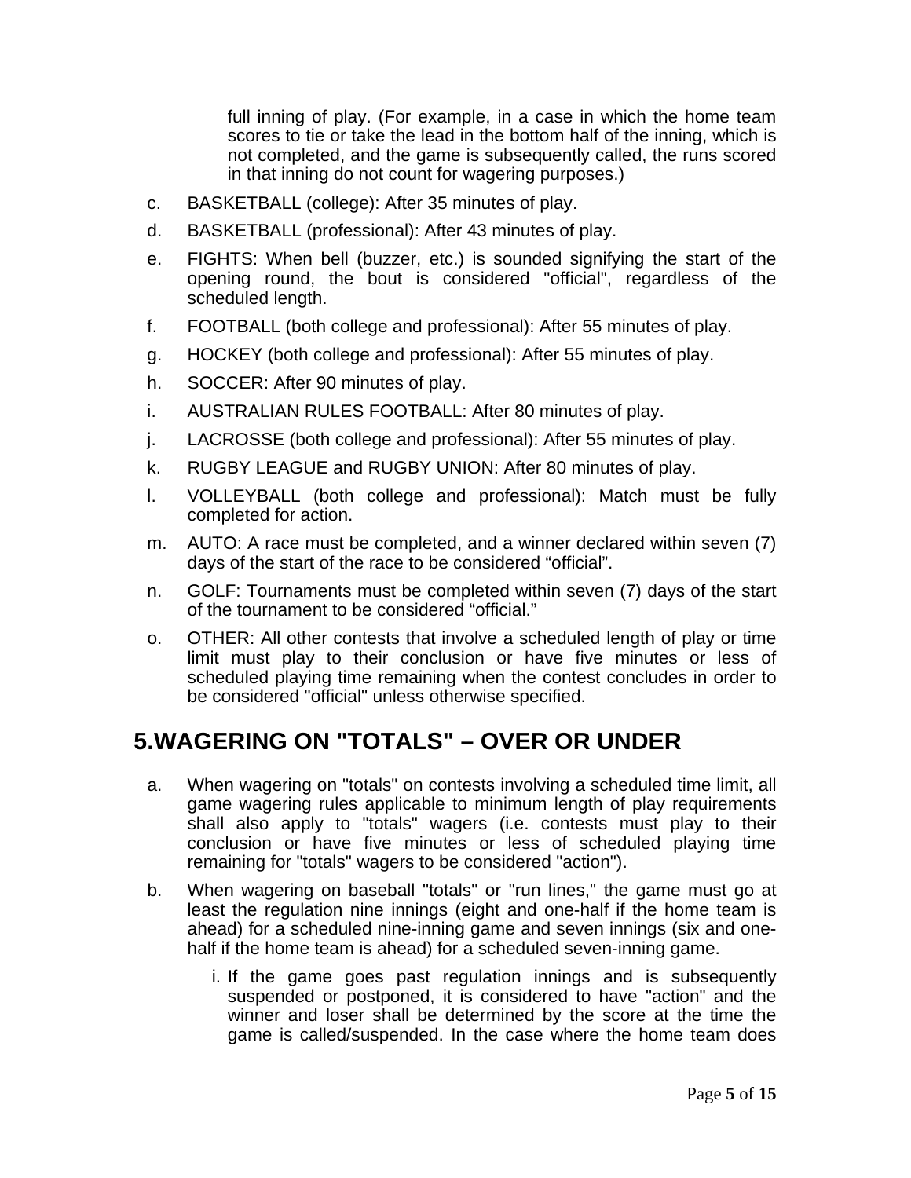full inning of play. (For example, in a case in which the home team scores to tie or take the lead in the bottom half of the inning, which is not completed, and the game is subsequently called, the runs scored in that inning do not count for wagering purposes.)

c. BASKETBALL (college): After 35 minutes of play.

d. BASKETBALL (professional): After 43 minutes of play.

e. FIGHTS: When bell (buzzer, etc.) is sounded signifying the start of the opening round, the bout is considered "official", regardless of the scheduled length.

f. FOOTBALL (both college and professional): After 55 minutes of play.

g. HOCKEY (both college and professional): After 55 minutes of play.

h. SOCCER: After 90 minutes of play.

i. AUSTRALIAN RULES FOOTBALL: After 80 minutes of play.

j. LACROSSE (both college and professional): After 55 minutes of play.

k. RUGBY LEAGUE and RUGBY UNION: After 80 minutes of play.

l. VOLLEYBALL (both college and professional): Match must be fully completed for action.

m. AUTO: A race must be completed, and a winner declared within seven (7) days of the start of the race to be considered "official".

n. GOLF: Tournaments must be completed within seven (7) days of the start of the tournament to be considered "official."

o. OTHER: All other contests that involve a scheduled length of play or time limit must play to their conclusion or have five minutes or less of scheduled playing time remaining when the contest concludes in order to be considered "official" unless otherwise specified.

## 5.WAGERING ON "TOTALS" – OVER OR UNDER

a. When wagering on "totals" on contests involving a scheduled time limit, all game wagering rules applicable to minimum length of play requirements shall also apply to "totals" wagers (i.e. contests must play to their conclusion or have five minutes or less of scheduled playing time remaining for "totals" wagers to be considered "action").

b. When wagering on baseball "totals" or "run lines," the game must go at least the regulation nine innings (eight and one-half if the home team is ahead) for a scheduled nine-inning game and seven innings (six and one-half if the home team is ahead) for a scheduled seven-inning game.

   i. If the game goes past regulation innings and is subsequently suspended or postponed, it is considered to have "action" and the winner and loser shall be determined by the score at the time the game is called/suspended. In the case where the home team does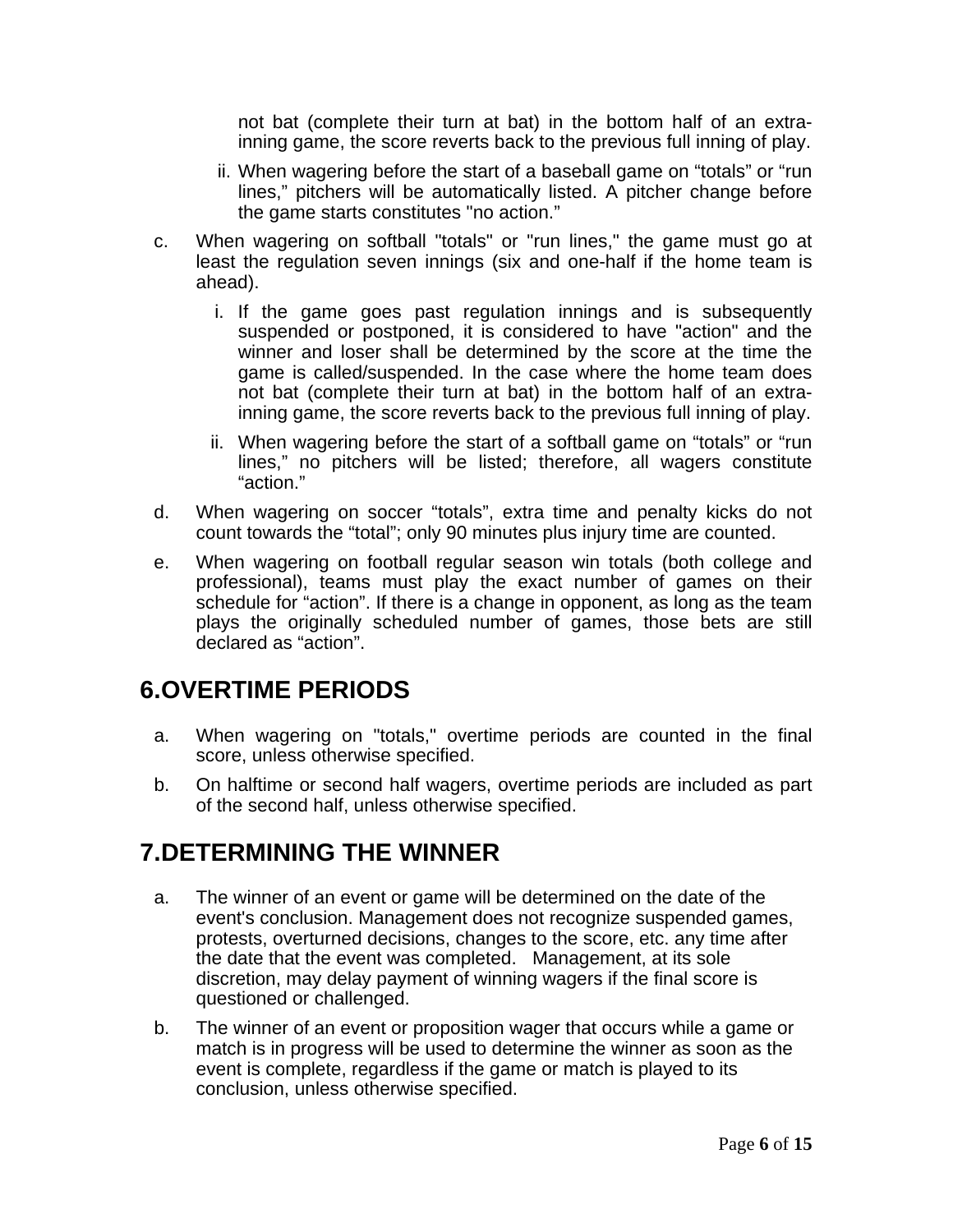not bat (complete their turn at bat) in the bottom half of an extra-inning game, the score reverts back to the previous full inning of play.

ii. When wagering before the start of a baseball game on “totals” or “run lines,” pitchers will be automatically listed. A pitcher change before the game starts constitutes "no action.”

c. When wagering on softball "totals" or "run lines," the game must go at least the regulation seven innings (six and one-half if the home team is ahead).

   i. If the game goes past regulation innings and is subsequently suspended or postponed, it is considered to have "action" and the winner and loser shall be determined by the score at the time the game is called/suspended. In the case where the home team does not bat (complete their turn at bat) in the bottom half of an extra-inning game, the score reverts back to the previous full inning of play.

   ii. When wagering before the start of a softball game on “totals” or “run lines,” no pitchers will be listed; therefore, all wagers constitute “action.”

d. When wagering on soccer “totals”, extra time and penalty kicks do not count towards the “total”; only 90 minutes plus injury time are counted.

e. When wagering on football regular season win totals (both college and professional), teams must play the exact number of games on their schedule for “action”. If there is a change in opponent, as long as the team plays the originally scheduled number of games, those bets are still declared as “action”.

## 6.OVERTIME PERIODS

a. When wagering on "totals," overtime periods are counted in the final score, unless otherwise specified.

b. On halftime or second half wagers, overtime periods are included as part of the second half, unless otherwise specified.

## 7.DETERMINING THE WINNER

a. The winner of an event or game will be determined on the date of the event's conclusion. Management does not recognize suspended games, protests, overturned decisions, changes to the score, etc. any time after the date that the event was completed. Management, at its sole discretion, may delay payment of winning wagers if the final score is questioned or challenged.

b. The winner of an event or proposition wager that occurs while a game or match is in progress will be used to determine the winner as soon as the event is complete, regardless if the game or match is played to its conclusion, unless otherwise specified.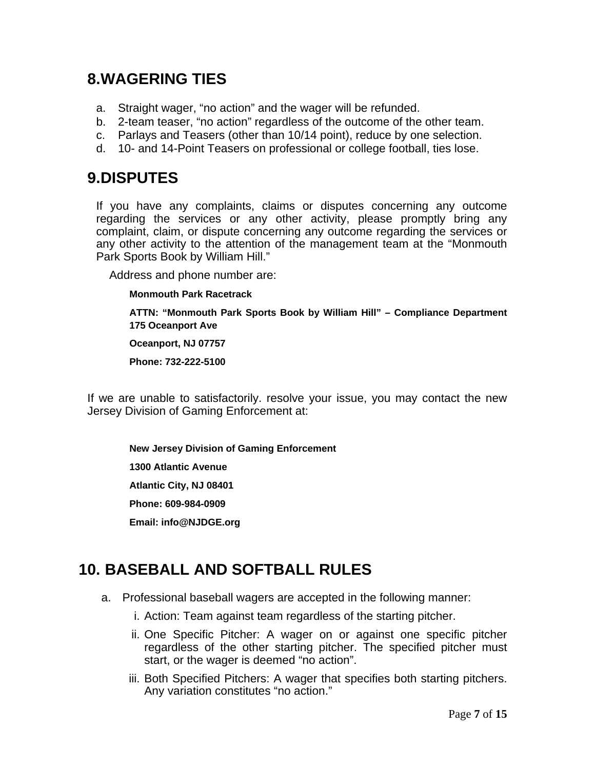## 8. WAGERING TIES

a. Straight wager, "no action" and the wager will be refunded.
b. 2-team teaser, "no action" regardless of the outcome of the other team.
c. Parlays and Teasers (other than 10/14 point), reduce by one selection.
d. 10- and 14-Point Teasers on professional or college football, ties lose.

## 9. DISPUTES

If you have any complaints, claims or disputes concerning any outcome regarding the services or any other activity, please promptly bring any complaint, claim, or dispute concerning any outcome regarding the services or any other activity to the attention of the management team at the "Monmouth Park Sports Book by William Hill."

Address and phone number are:

**Monmouth Park Racetrack**

**ATTN: "Monmouth Park Sports Book by William Hill" – Compliance Department**
**175 Oceanport Ave**

**Oceanport, NJ 07757**

**Phone: 732-222-5100**

If we are unable to satisfactorily. resolve your issue, you may contact the new Jersey Division of Gaming Enforcement at:

**New Jersey Division of Gaming Enforcement**

**1300 Atlantic Avenue**

**Atlantic City, NJ 08401**

**Phone: 609-984-0909**

**Email: info@NJDGE.org**

## 10. BASEBALL AND SOFTBALL RULES

a. Professional baseball wagers are accepted in the following manner:

   i. Action: Team against team regardless of the starting pitcher.

   ii. One Specific Pitcher: A wager on or against one specific pitcher regardless of the other starting pitcher. The specified pitcher must start, or the wager is deemed "no action".

   iii. Both Specified Pitchers: A wager that specifies both starting pitchers. Any variation constitutes "no action."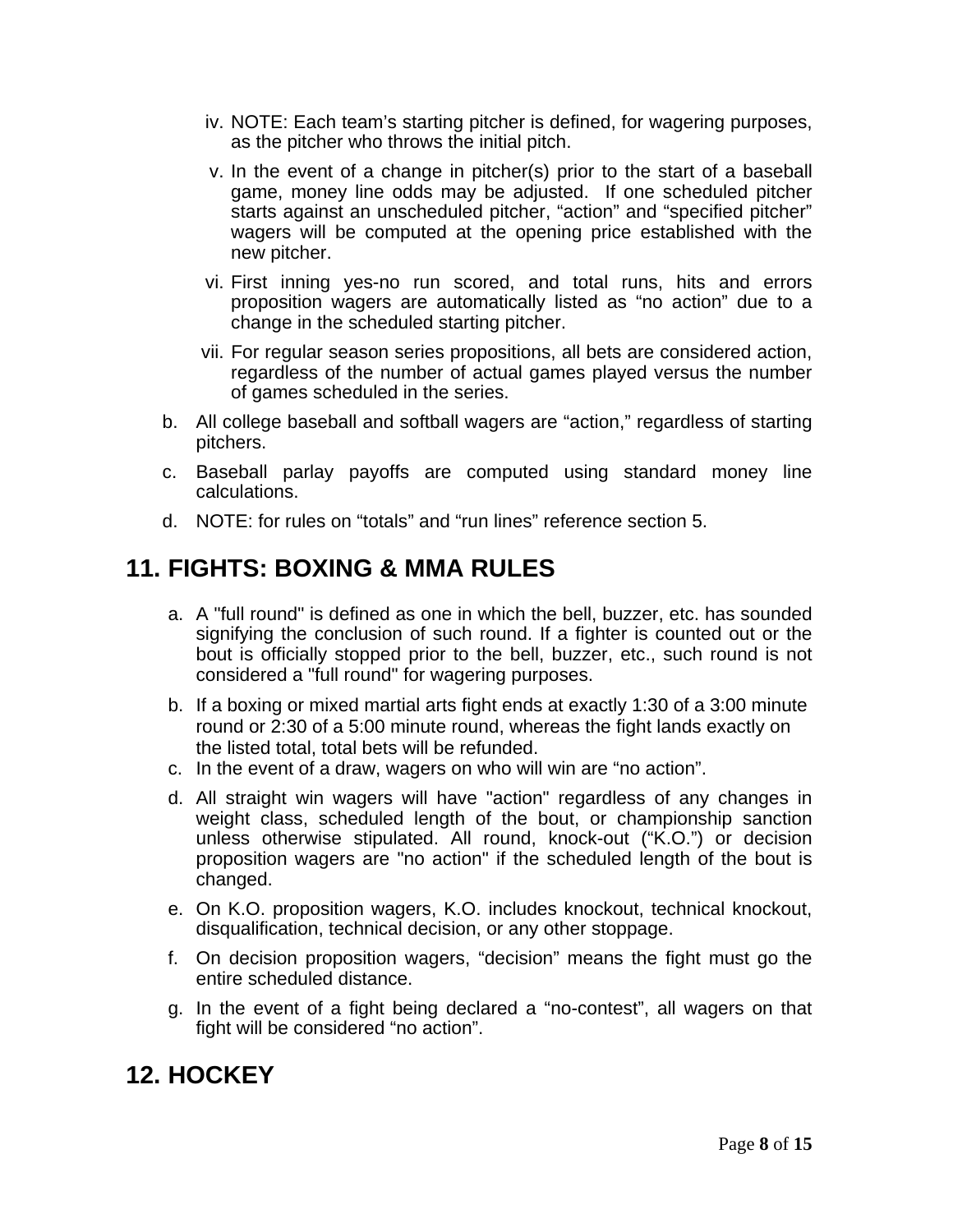iv. NOTE: Each team's starting pitcher is defined, for wagering purposes, as the pitcher who throws the initial pitch.

v. In the event of a change in pitcher(s) prior to the start of a baseball game, money line odds may be adjusted. If one scheduled pitcher starts against an unscheduled pitcher, "action" and "specified pitcher" wagers will be computed at the opening price established with the new pitcher.

vi. First inning yes-no run scored, and total runs, hits and errors proposition wagers are automatically listed as "no action" due to a change in the scheduled starting pitcher.

vii. For regular season series propositions, all bets are considered action, regardless of the number of actual games played versus the number of games scheduled in the series.

b. All college baseball and softball wagers are "action," regardless of starting pitchers.

c. Baseball parlay payoffs are computed using standard money line calculations.

d. NOTE: for rules on "totals" and "run lines" reference section 5.

## 11. FIGHTS: BOXING & MMA RULES

a. A "full round" is defined as one in which the bell, buzzer, etc. has sounded signifying the conclusion of such round. If a fighter is counted out or the bout is officially stopped prior to the bell, buzzer, etc., such round is not considered a "full round" for wagering purposes.

b. If a boxing or mixed martial arts fight ends at exactly 1:30 of a 3:00 minute round or 2:30 of a 5:00 minute round, whereas the fight lands exactly on the listed total, total bets will be refunded.

c. In the event of a draw, wagers on who will win are "no action".

d. All straight win wagers will have "action" regardless of any changes in weight class, scheduled length of the bout, or championship sanction unless otherwise stipulated. All round, knock-out ("K.O.") or decision proposition wagers are "no action" if the scheduled length of the bout is changed.

e. On K.O. proposition wagers, K.O. includes knockout, technical knockout, disqualification, technical decision, or any other stoppage.

f. On decision proposition wagers, "decision" means the fight must go the entire scheduled distance.

g. In the event of a fight being declared a "no-contest", all wagers on that fight will be considered "no action".

## 12. HOCKEY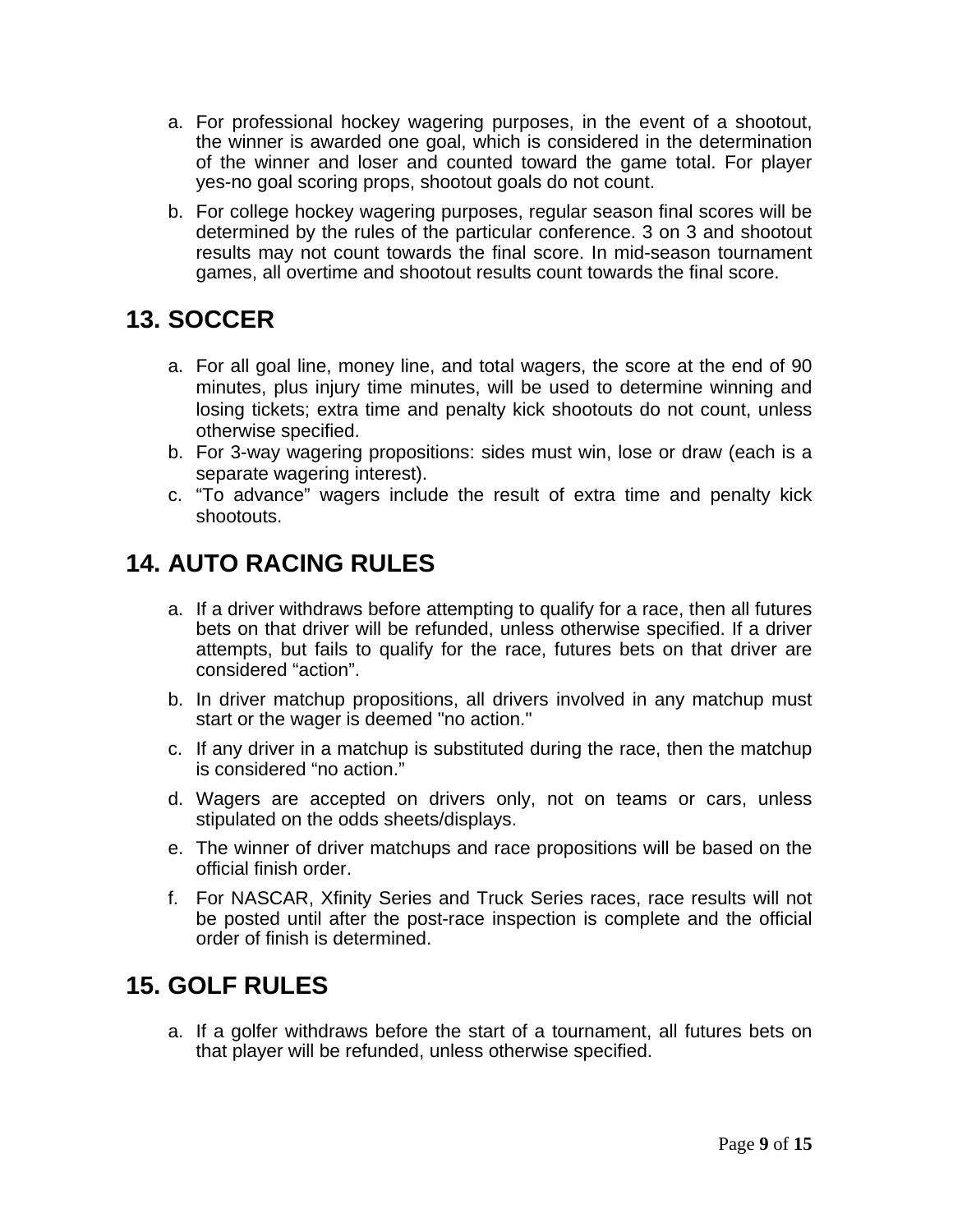a. For professional hockey wagering purposes, in the event of a shootout, the winner is awarded one goal, which is considered in the determination of the winner and loser and counted toward the game total. For player yes-no goal scoring props, shootout goals do not count.

b. For college hockey wagering purposes, regular season final scores will be determined by the rules of the particular conference. 3 on 3 and shootout results may not count towards the final score. In mid-season tournament games, all overtime and shootout results count towards the final score.

## 13. SOCCER

a. For all goal line, money line, and total wagers, the score at the end of 90 minutes, plus injury time minutes, will be used to determine winning and losing tickets; extra time and penalty kick shootouts do not count, unless otherwise specified.

b. For 3-way wagering propositions: sides must win, lose or draw (each is a separate wagering interest).

c. "To advance" wagers include the result of extra time and penalty kick shootouts.

## 14. AUTO RACING RULES

a. If a driver withdraws before attempting to qualify for a race, then all futures bets on that driver will be refunded, unless otherwise specified. If a driver attempts, but fails to qualify for the race, futures bets on that driver are considered "action".

b. In driver matchup propositions, all drivers involved in any matchup must start or the wager is deemed "no action."

c. If any driver in a matchup is substituted during the race, then the matchup is considered "no action."

d. Wagers are accepted on drivers only, not on teams or cars, unless stipulated on the odds sheets/displays.

e. The winner of driver matchups and race propositions will be based on the official finish order.

f. For NASCAR, Xfinity Series and Truck Series races, race results will not be posted until after the post-race inspection is complete and the official order of finish is determined.

## 15. GOLF RULES

a. If a golfer withdraws before the start of a tournament, all futures bets on that player will be refunded, unless otherwise specified.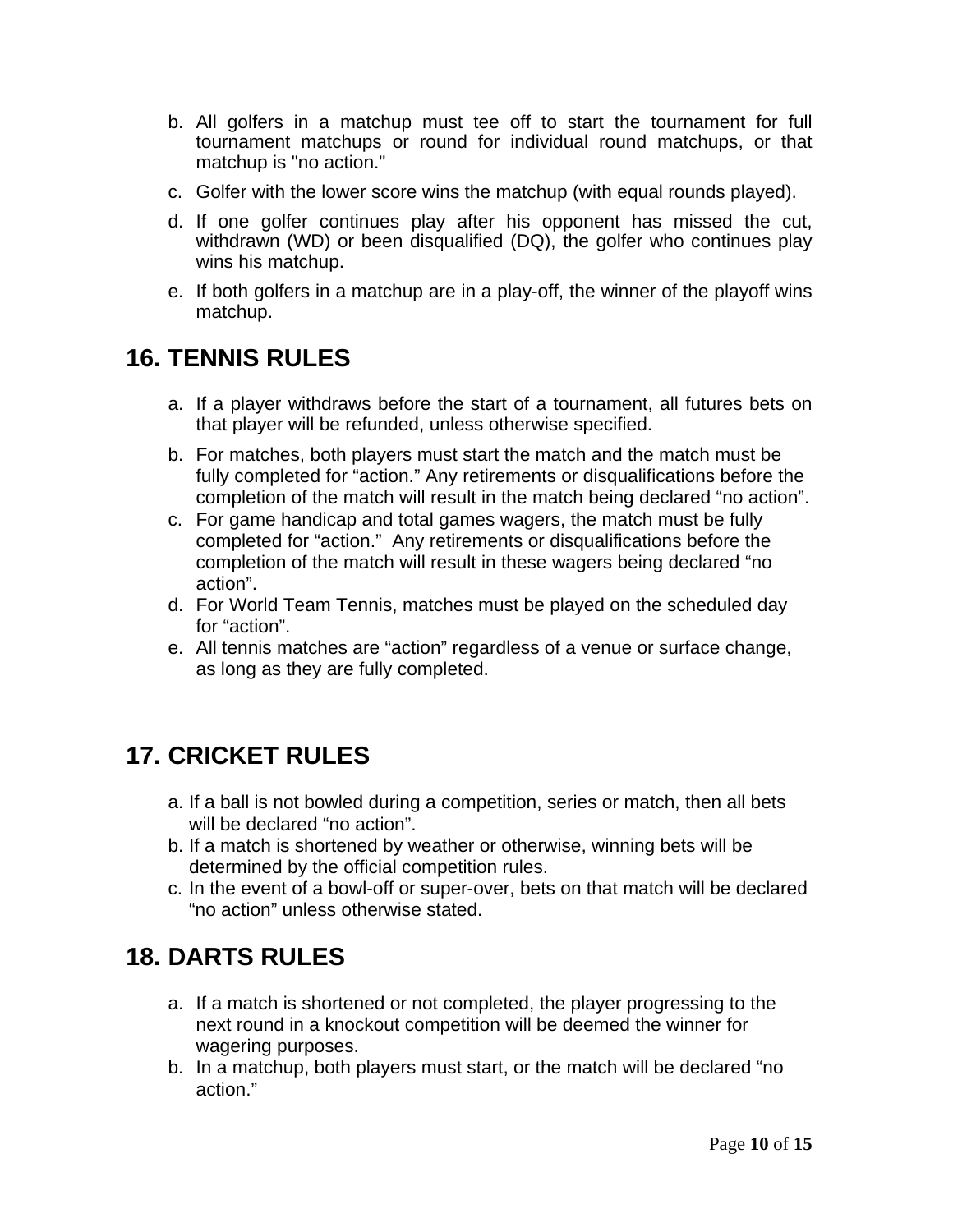b. All golfers in a matchup must tee off to start the tournament for full tournament matchups or round for individual round matchups, or that matchup is "no action."
c. Golfer with the lower score wins the matchup (with equal rounds played).
d. If one golfer continues play after his opponent has missed the cut, withdrawn (WD) or been disqualified (DQ), the golfer who continues play wins his matchup.
e. If both golfers in a matchup are in a play-off, the winner of the playoff wins matchup.

## 16. TENNIS RULES

a. If a player withdraws before the start of a tournament, all futures bets on that player will be refunded, unless otherwise specified.
b. For matches, both players must start the match and the match must be fully completed for "action." Any retirements or disqualifications before the completion of the match will result in the match being declared "no action".
c. For game handicap and total games wagers, the match must be fully completed for "action." Any retirements or disqualifications before the completion of the match will result in these wagers being declared "no action".
d. For World Team Tennis, matches must be played on the scheduled day for "action".
e. All tennis matches are "action" regardless of a venue or surface change, as long as they are fully completed.

## 17. CRICKET RULES

a. If a ball is not bowled during a competition, series or match, then all bets will be declared "no action".
b. If a match is shortened by weather or otherwise, winning bets will be determined by the official competition rules.
c. In the event of a bowl-off or super-over, bets on that match will be declared "no action" unless otherwise stated.

## 18. DARTS RULES

a. If a match is shortened or not completed, the player progressing to the next round in a knockout competition will be deemed the winner for wagering purposes.
b. In a matchup, both players must start, or the match will be declared "no action."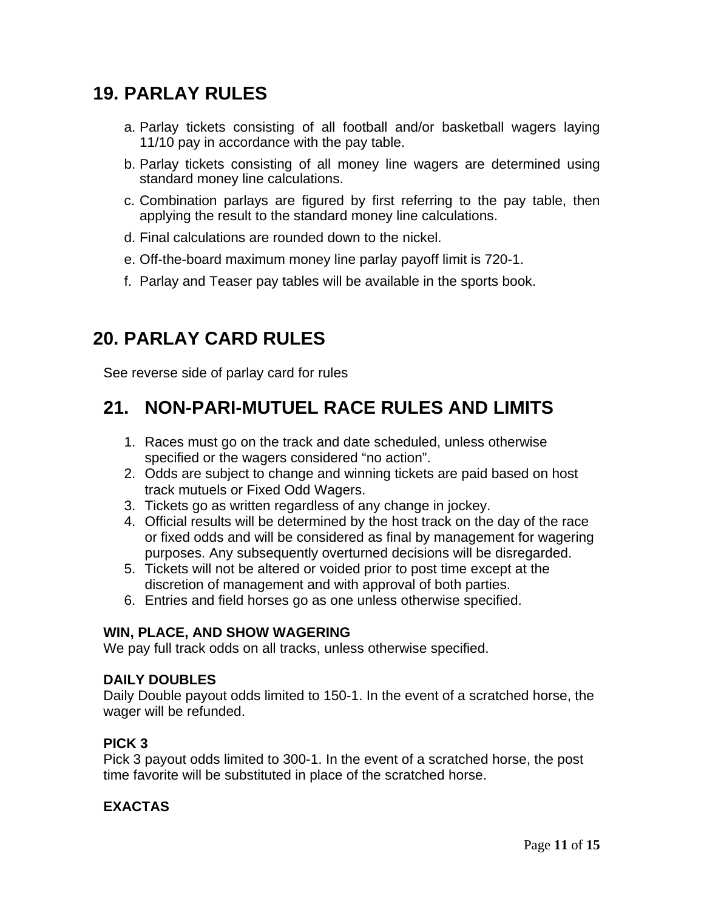## 19. PARLAY RULES

a. Parlay tickets consisting of all football and/or basketball wagers laying 11/10 pay in accordance with the pay table.

b. Parlay tickets consisting of all money line wagers are determined using standard money line calculations.

c. Combination parlays are figured by first referring to the pay table, then applying the result to the standard money line calculations.

d. Final calculations are rounded down to the nickel.

e. Off-the-board maximum money line parlay payoff limit is 720-1.

f. Parlay and Teaser pay tables will be available in the sports book.

## 20. PARLAY CARD RULES

See reverse side of parlay card for rules

## 21. NON-PARI-MUTUEL RACE RULES AND LIMITS

1. Races must go on the track and date scheduled, unless otherwise specified or the wagers considered “no action”.
2. Odds are subject to change and winning tickets are paid based on host track mutuels or Fixed Odd Wagers.
3. Tickets go as written regardless of any change in jockey.
4. Official results will be determined by the host track on the day of the race or fixed odds and will be considered as final by management for wagering purposes. Any subsequently overturned decisions will be disregarded.
5. Tickets will not be altered or voided prior to post time except at the discretion of management and with approval of both parties.
6. Entries and field horses go as one unless otherwise specified.

**WIN, PLACE, AND SHOW WAGERING**
We pay full track odds on all tracks, unless otherwise specified.

**DAILY DOUBLES**
Daily Double payout odds limited to 150-1. In the event of a scratched horse, the wager will be refunded.

**PICK 3**
Pick 3 payout odds limited to 300-1. In the event of a scratched horse, the post time favorite will be substituted in place of the scratched horse.

**EXACTAS**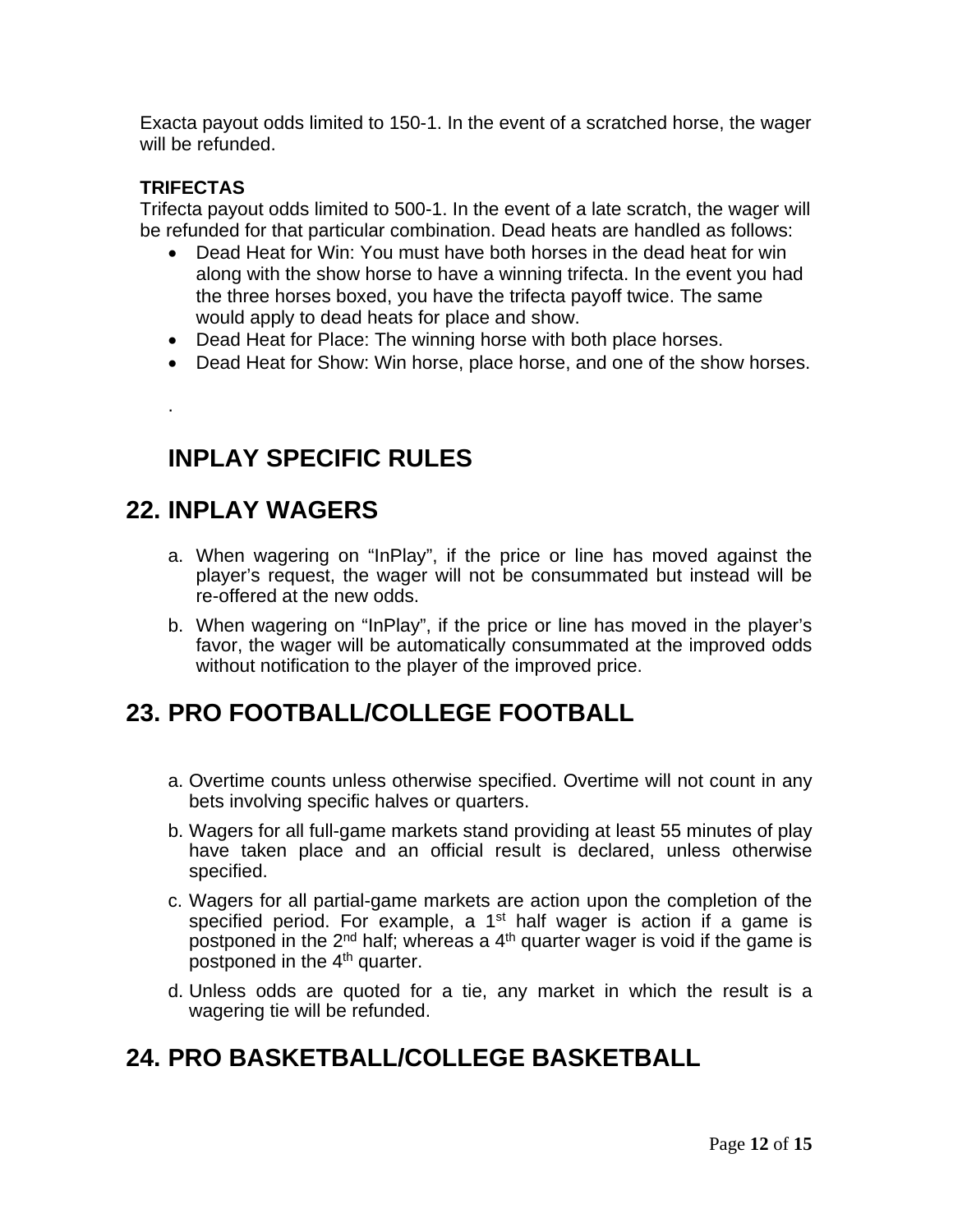Exacta payout odds limited to 150-1. In the event of a scratched horse, the wager will be refunded.

**TRIFECTAS**

Trifecta payout odds limited to 500-1. In the event of a late scratch, the wager will be refunded for that particular combination. Dead heats are handled as follows:

- Dead Heat for Win: You must have both horses in the dead heat for win along with the show horse to have a winning trifecta. In the event you had the three horses boxed, you have the trifecta payoff twice. The same would apply to dead heats for place and show.
- Dead Heat for Place: The winning horse with both place horses.
- Dead Heat for Show: Win horse, place horse, and one of the show horses.

.

# INPLAY SPECIFIC RULES

## 22. INPLAY WAGERS

a. When wagering on "InPlay", if the price or line has moved against the player's request, the wager will not be consummated but instead will be re-offered at the new odds.

b. When wagering on "InPlay", if the price or line has moved in the player's favor, the wager will be automatically consummated at the improved odds without notification to the player of the improved price.

## 23. PRO FOOTBALL/COLLEGE FOOTBALL

a. Overtime counts unless otherwise specified. Overtime will not count in any bets involving specific halves or quarters.

b. Wagers for all full-game markets stand providing at least 55 minutes of play have taken place and an official result is declared, unless otherwise specified.

c. Wagers for all partial-game markets are action upon the completion of the specified period. For example, a 1st half wager is action if a game is postponed in the 2nd half; whereas a 4th quarter wager is void if the game is postponed in the 4th quarter.

d. Unless odds are quoted for a tie, any market in which the result is a wagering tie will be refunded.

## 24. PRO BASKETBALL/COLLEGE BASKETBALL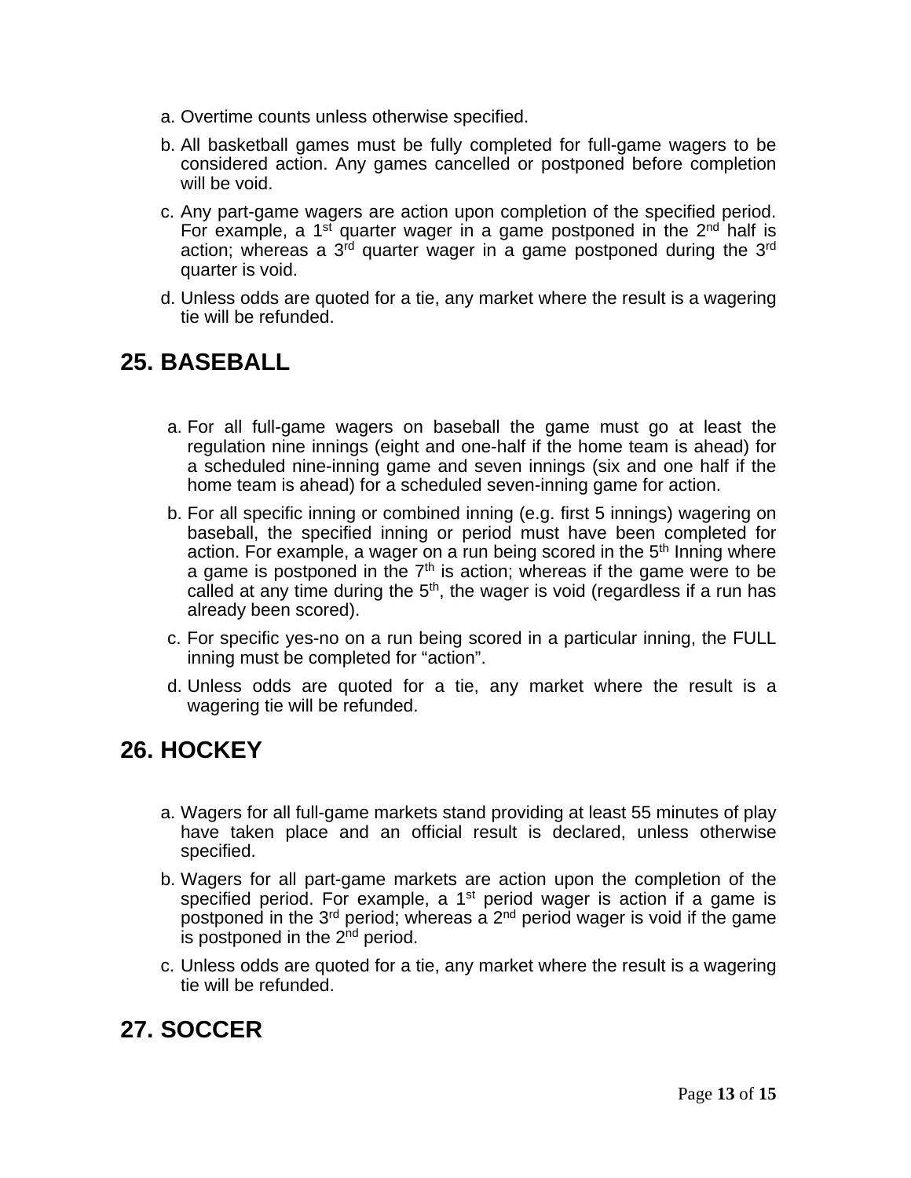a. Overtime counts unless otherwise specified.

b. All basketball games must be fully completed for full-game wagers to be considered action. Any games cancelled or postponed before completion will be void.

c. Any part-game wagers are action upon completion of the specified period. For example, a 1st quarter wager in a game postponed in the 2nd half is action; whereas a 3rd quarter wager in a game postponed during the 3rd quarter is void.

d. Unless odds are quoted for a tie, any market where the result is a wagering tie will be refunded.

## 25. BASEBALL

a. For all full-game wagers on baseball the game must go at least the regulation nine innings (eight and one-half if the home team is ahead) for a scheduled nine-inning game and seven innings (six and one half if the home team is ahead) for a scheduled seven-inning game for action.

b. For all specific inning or combined inning (e.g. first 5 innings) wagering on baseball, the specified inning or period must have been completed for action. For example, a wager on a run being scored in the 5th Inning where a game is postponed in the 7th is action; whereas if the game were to be called at any time during the 5th, the wager is void (regardless if a run has already been scored).

c. For specific yes-no on a run being scored in a particular inning, the FULL inning must be completed for “action”.

d. Unless odds are quoted for a tie, any market where the result is a wagering tie will be refunded.

## 26. HOCKEY

a. Wagers for all full-game markets stand providing at least 55 minutes of play have taken place and an official result is declared, unless otherwise specified.

b. Wagers for all part-game markets are action upon the completion of the specified period. For example, a 1st period wager is action if a game is postponed in the 3rd period; whereas a 2nd period wager is void if the game is postponed in the 2nd period.

c. Unless odds are quoted for a tie, any market where the result is a wagering tie will be refunded.

## 27. SOCCER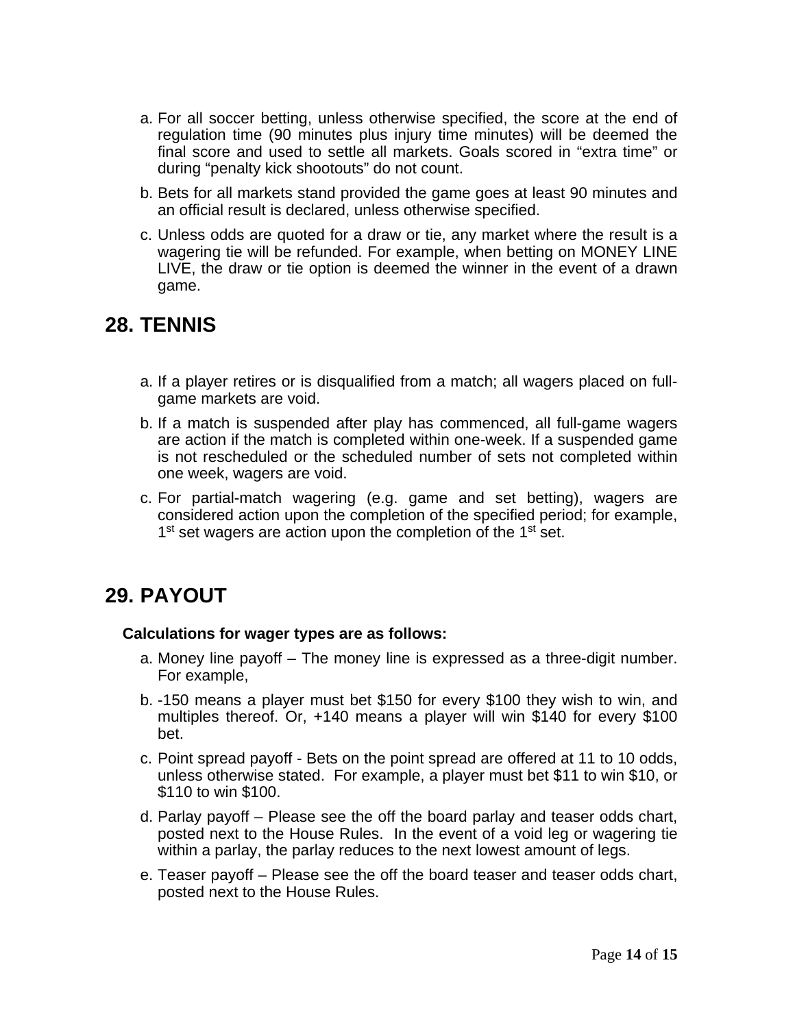a. For all soccer betting, unless otherwise specified, the score at the end of regulation time (90 minutes plus injury time minutes) will be deemed the final score and used to settle all markets. Goals scored in “extra time” or during “penalty kick shootouts” do not count.

b. Bets for all markets stand provided the game goes at least 90 minutes and an official result is declared, unless otherwise specified.

c. Unless odds are quoted for a draw or tie, any market where the result is a wagering tie will be refunded. For example, when betting on MONEY LINE LIVE, the draw or tie option is deemed the winner in the event of a drawn game.

## 28. TENNIS

a. If a player retires or is disqualified from a match; all wagers placed on full-game markets are void.

b. If a match is suspended after play has commenced, all full-game wagers are action if the match is completed within one-week. If a suspended game is not rescheduled or the scheduled number of sets not completed within one week, wagers are void.

c. For partial-match wagering (e.g. game and set betting), wagers are considered action upon the completion of the specified period; for example, 1st set wagers are action upon the completion of the 1st set.

## 29. PAYOUT

**Calculations for wager types are as follows:**

a. Money line payoff – The money line is expressed as a three-digit number. For example,

b. -150 means a player must bet $150 for every $100 they wish to win, and multiples thereof. Or, +140 means a player will win $140 for every $100 bet.

c. Point spread payoff - Bets on the point spread are offered at 11 to 10 odds, unless otherwise stated. For example, a player must bet $11 to win $10, or $110 to win $100.

d. Parlay payoff – Please see the off the board parlay and teaser odds chart, posted next to the House Rules. In the event of a void leg or wagering tie within a parlay, the parlay reduces to the next lowest amount of legs.

e. Teaser payoff – Please see the off the board teaser and teaser odds chart, posted next to the House Rules.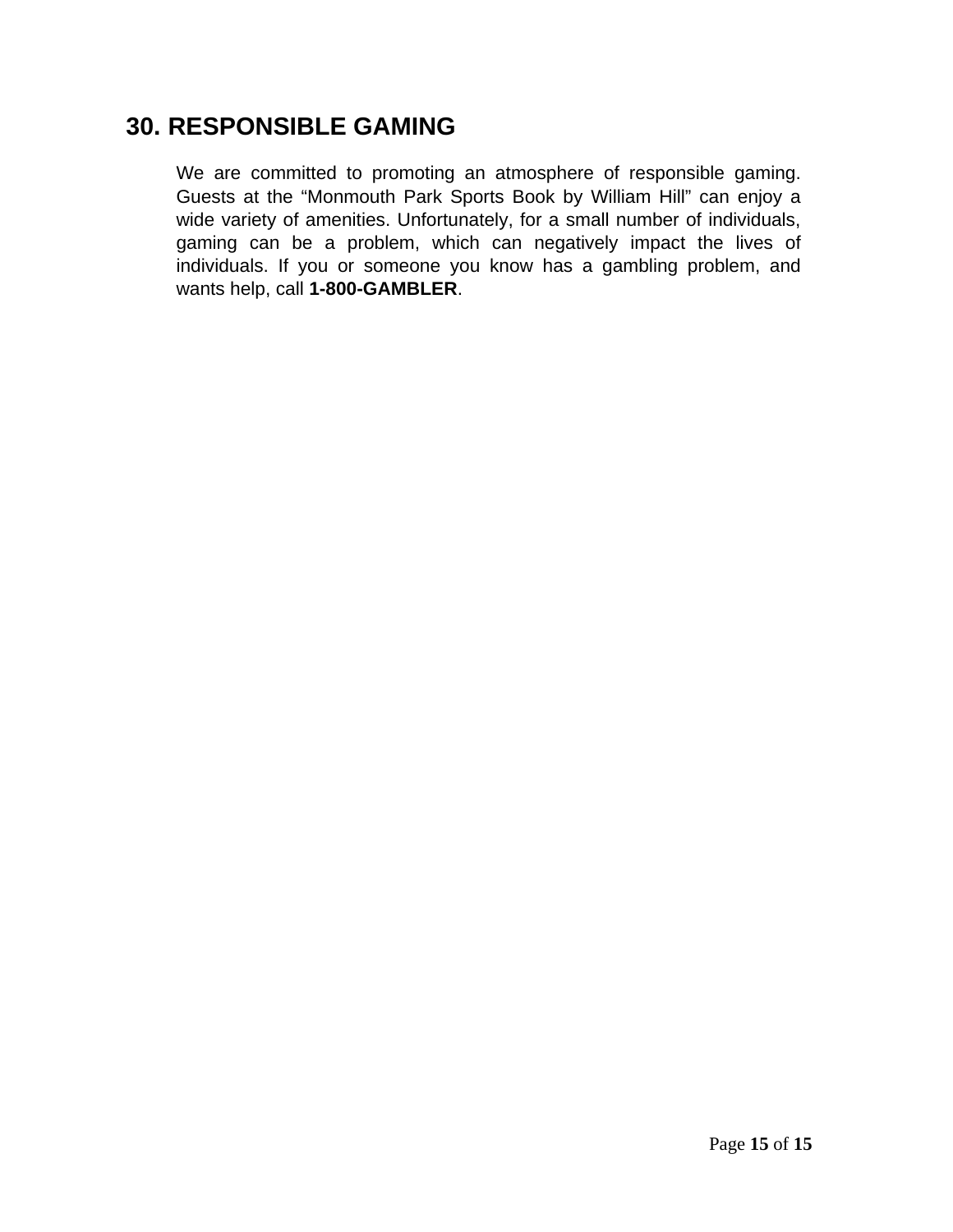## 30. RESPONSIBLE GAMING

We are committed to promoting an atmosphere of responsible gaming. Guests at the “Monmouth Park Sports Book by William Hill” can enjoy a wide variety of amenities. Unfortunately, for a small number of individuals, gaming can be a problem, which can negatively impact the lives of individuals. If you or someone you know has a gambling problem, and wants help, call **1-800-GAMBLER**.